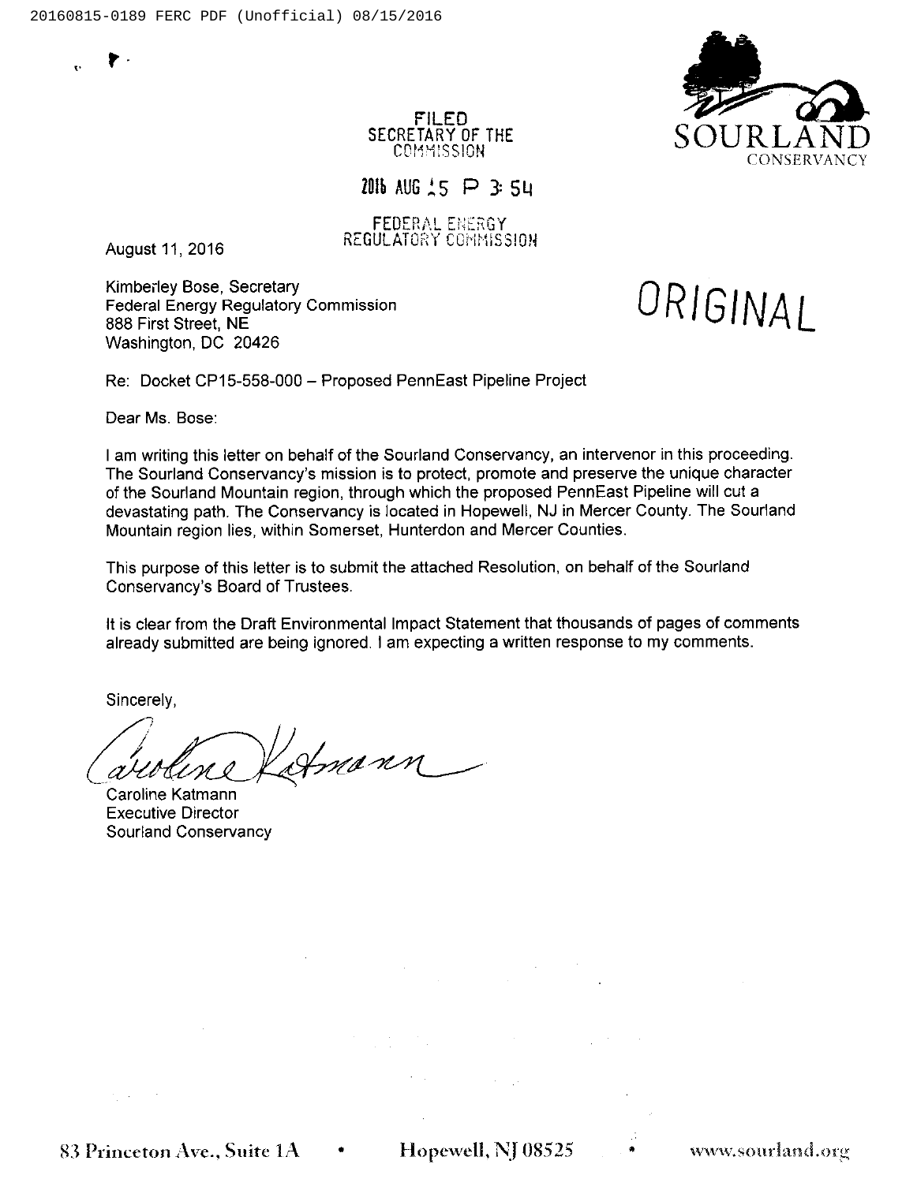SOURLAND CONSERVANCY

FILED
SECRETARY OF THE
COMMISSION

2016 AUG 15 P 3:54

FEDERAL ENERGY
REGULATORY COMMISSION

August 11, 2016

ORIGINAL

Kimberley Bose, Secretary
Federal Energy Regulatory Commission
888 First Street, NE
Washington, DC 20426

Re: Docket CP15-558-000 – Proposed PennEast Pipeline Project

Dear Ms. Bose:

I am writing this letter on behalf of the Sourland Conservancy, an intervenor in this proceeding. The Sourland Conservancy's mission is to protect, promote and preserve the unique character of the Sourland Mountain region, through which the proposed PennEast Pipeline will cut a devastating path. The Conservancy is located in Hopewell, NJ in Mercer County. The Sourland Mountain region lies, within Somerset, Hunterdon and Mercer Counties.

This purpose of this letter is to submit the attached Resolution, on behalf of the Sourland Conservancy's Board of Trustees.

It is clear from the Draft Environmental Impact Statement that thousands of pages of comments already submitted are being ignored. I am expecting a written response to my comments.

Sincerely,

Caroline Katmann
Executive Director
Sourland Conservancy

83 Princeton Ave., Suite 1A • Hopewell, NJ 08525 • www.sourland.org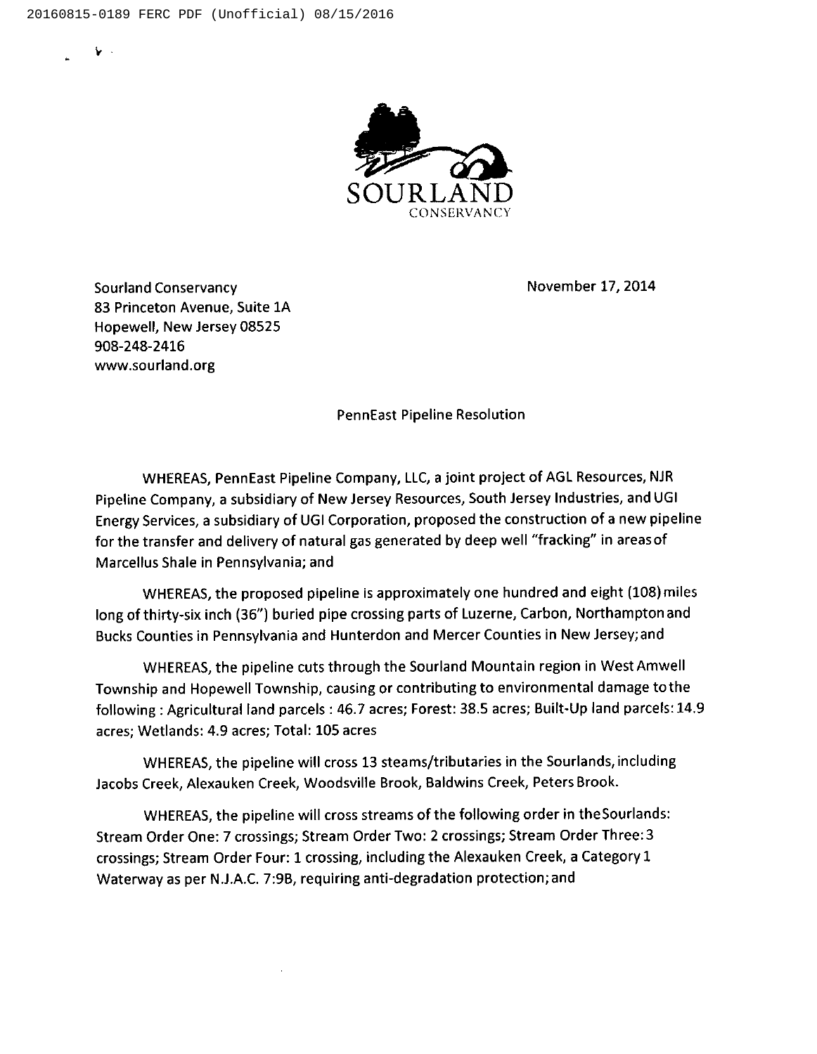SOURLAND
CONSERVANCY

Sourland Conservancy
83 Princeton Avenue, Suite 1A
Hopewell, New Jersey 08525
908-248-2416
www.sourland.org

November 17, 2014

PennEast Pipeline Resolution

WHEREAS, PennEast Pipeline Company, LLC, a joint project of AGL Resources, NJR Pipeline Company, a subsidiary of New Jersey Resources, South Jersey Industries, and UGI Energy Services, a subsidiary of UGI Corporation, proposed the construction of a new pipeline for the transfer and delivery of natural gas generated by deep well "fracking" in areas of Marcellus Shale in Pennsylvania; and

WHEREAS, the proposed pipeline is approximately one hundred and eight (108) miles long of thirty-six inch (36") buried pipe crossing parts of Luzerne, Carbon, Northampton and Bucks Counties in Pennsylvania and Hunterdon and Mercer Counties in New Jersey; and

WHEREAS, the pipeline cuts through the Sourland Mountain region in West Amwell Township and Hopewell Township, causing or contributing to environmental damage to the following : Agricultural land parcels : 46.7 acres; Forest: 38.5 acres; Built-Up land parcels: 14.9 acres; Wetlands: 4.9 acres; Total: 105 acres

WHEREAS, the pipeline will cross 13 steams/tributaries in the Sourlands, including Jacobs Creek, Alexauken Creek, Woodsville Brook, Baldwins Creek, Peters Brook.

WHEREAS, the pipeline will cross streams of the following order in the Sourlands: Stream Order One: 7 crossings; Stream Order Two: 2 crossings; Stream Order Three: 3 crossings; Stream Order Four: 1 crossing, including the Alexauken Creek, a Category 1 Waterway as per N.J.A.C. 7:9B, requiring anti-degradation protection; and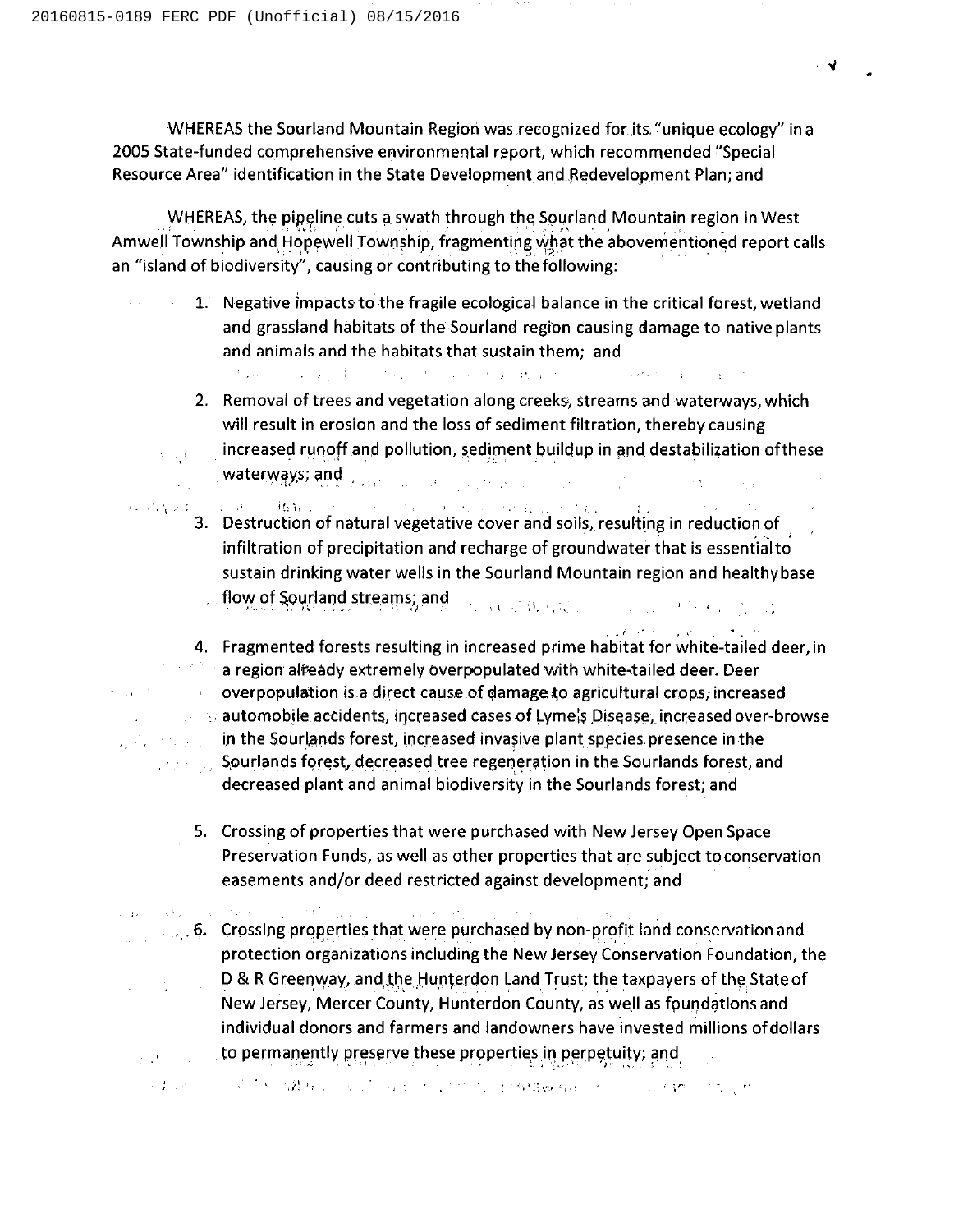WHEREAS the Sourland Mountain Region was recognized for its "unique ecology" in a 2005 State-funded comprehensive environmental report, which recommended "Special Resource Area" identification in the State Development and Redevelopment Plan; and

WHEREAS, the pipeline cuts a swath through the Sourland Mountain region in West Amwell Township and Hopewell Township, fragmenting what the abovementioned report calls an "island of biodiversity", causing or contributing to the following:

1. Negative impacts to the fragile ecological balance in the critical forest, wetland and grassland habitats of the Sourland region causing damage to native plants and animals and the habitats that sustain them; and

2. Removal of trees and vegetation along creeks, streams and waterways, which will result in erosion and the loss of sediment filtration, thereby causing increased runoff and pollution, sediment buildup in and destabilization of these waterways; and

3. Destruction of natural vegetative cover and soils, resulting in reduction of infiltration of precipitation and recharge of groundwater that is essential to sustain drinking water wells in the Sourland Mountain region and healthy base flow of Sourland streams; and

4. Fragmented forests resulting in increased prime habitat for white-tailed deer, in a region already extremely overpopulated with white-tailed deer. Deer overpopulation is a direct cause of damage to agricultural crops, increased automobile accidents, increased cases of Lyme's Disease, increased over-browse in the Sourlands forest, increased invasive plant species presence in the Sourlands forest, decreased tree regeneration in the Sourlands forest, and decreased plant and animal biodiversity in the Sourlands forest; and

5. Crossing of properties that were purchased with New Jersey Open Space Preservation Funds, as well as other properties that are subject to conservation easements and/or deed restricted against development; and

6. Crossing properties that were purchased by non-profit land conservation and protection organizations including the New Jersey Conservation Foundation, the D & R Greenway, and the Hunterdon Land Trust; the taxpayers of the State of New Jersey, Mercer County, Hunterdon County, as well as foundations and individual donors and farmers and landowners have invested millions of dollars to permanently preserve these properties in perpetuity; and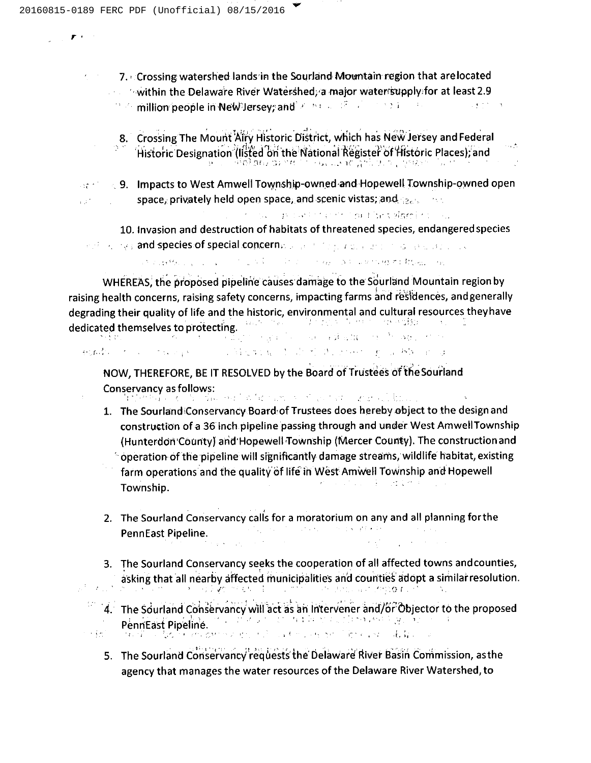7. Crossing watershed lands in the Sourland Mountain region that are located within the Delaware River Watershed, a major water supply for at least 2.9 million people in New Jersey; and

8. Crossing The Mount Airy Historic District, which has New Jersey and Federal Historic Designation (listed on the National Register of Historic Places); and

9. Impacts to West Amwell Township-owned and Hopewell Township-owned open space, privately held open space, and scenic vistas; and

10. Invasion and destruction of habitats of threatened species, endangered species and species of special concern.

WHEREAS, the proposed pipeline causes damage to the Sourland Mountain region by raising health concerns, raising safety concerns, impacting farms and residences, and generally degrading their quality of life and the historic, environmental and cultural resources they have dedicated themselves to protecting.

NOW, THEREFORE, BE IT RESOLVED by the Board of Trustees of the Sourland Conservancy as follows:

1. The Sourland Conservancy Board of Trustees does hereby object to the design and construction of a 36 inch pipeline passing through and under West Amwell Township (Hunterdon County) and Hopewell Township (Mercer County). The construction and operation of the pipeline will significantly damage streams, wildlife habitat, existing farm operations and the quality of life in West Amwell Township and Hopewell Township.

2. The Sourland Conservancy calls for a moratorium on any and all planning for the PennEast Pipeline.

3. The Sourland Conservancy seeks the cooperation of all affected towns and counties, asking that all nearby affected municipalities and counties adopt a similar resolution.

4. The Sourland Conservancy will act as an Intervener and/or Objector to the proposed PennEast Pipeline.

5. The Sourland Conservancy requests the Delaware River Basin Commission, as the agency that manages the water resources of the Delaware River Watershed, to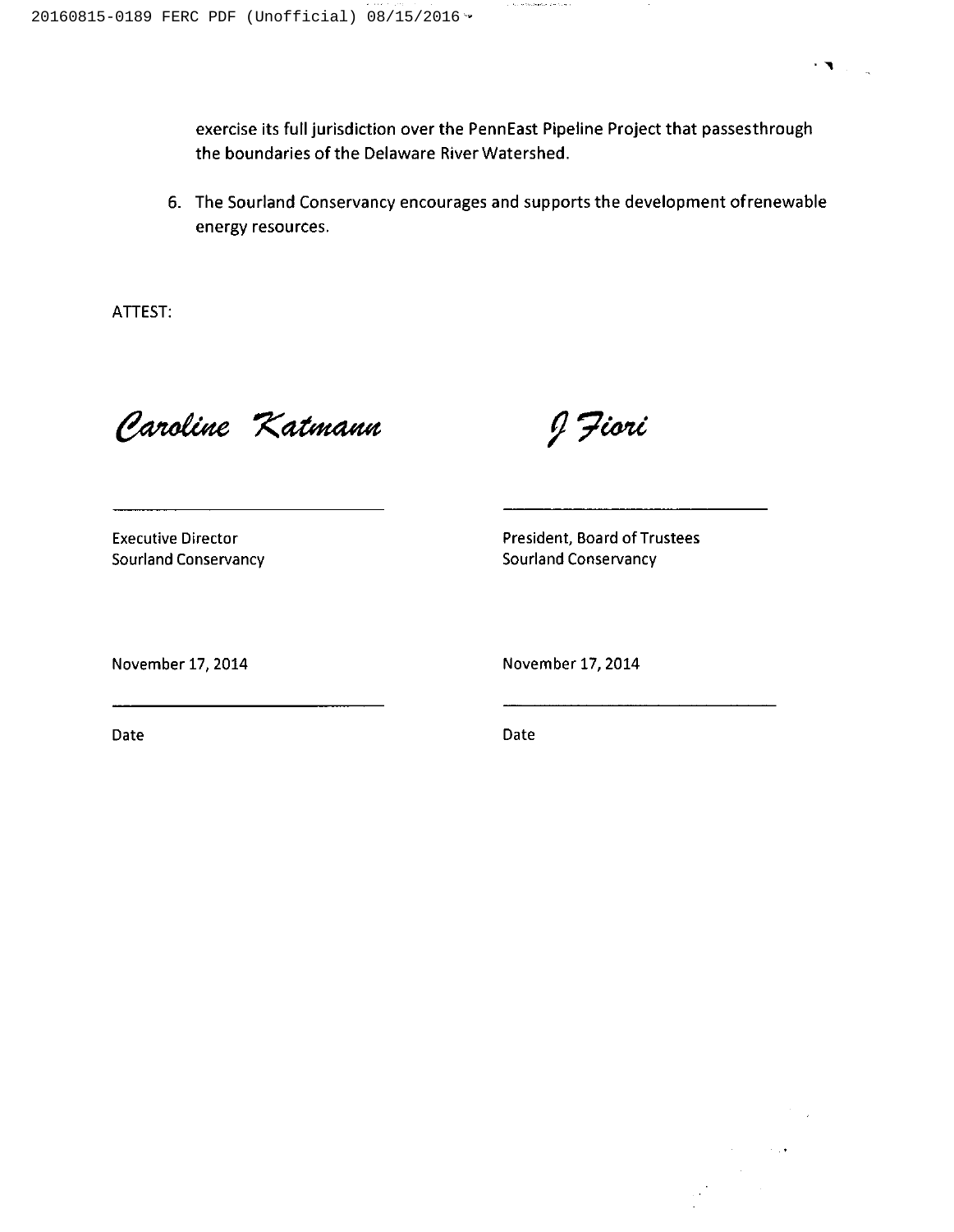exercise its full jurisdiction over the PennEast Pipeline Project that passesthrough the boundaries of the Delaware River Watershed.

6. The Sourland Conservancy encourages and supports the development ofrenewable energy resources.

ATTEST:

*Caroline Katmann*

Executive Director
Sourland Conservancy

November 17, 2014

Date

*J Fiori*

President, Board of Trustees
Sourland Conservancy

November 17, 2014

Date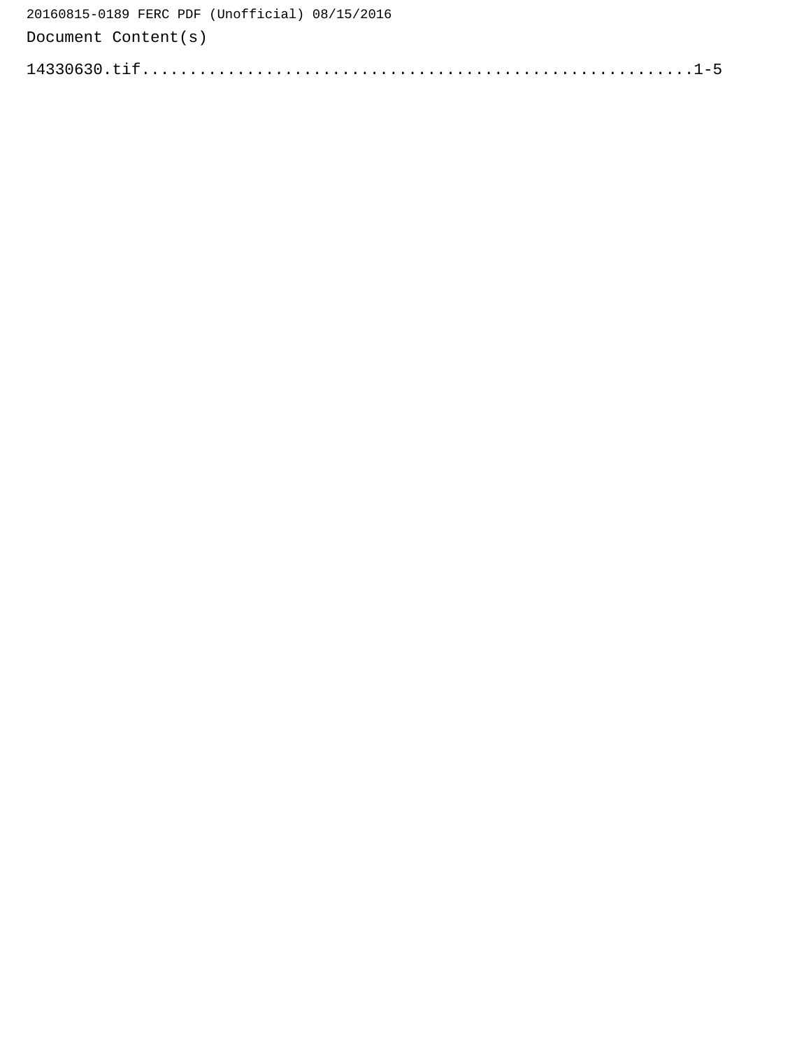Document Content(s)

14330630.tif......................................................1-5